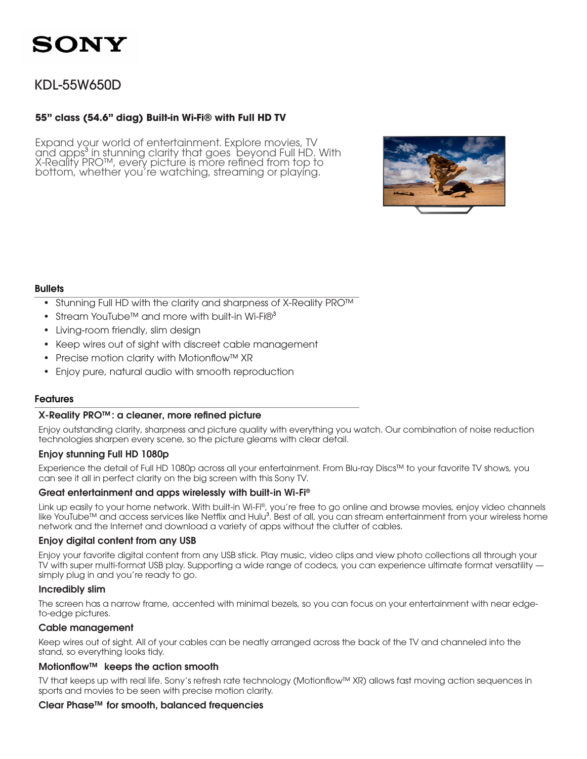SONY

# KDL-55W650D

**55” class (54.6” diag) Built-in Wi-Fi® with Full HD TV**

Expand your world of entertainment. Explore movies, TV and apps[3] in stunning clarity that goes beyond Full HD. With X-Reality PRO™, every picture is more refined from top to bottom, whether you’re watching, streaming or playing.

## Bullets

- Stunning Full HD with the clarity and sharpness of X-Reality PRO™
- Stream YouTube™ and more with built-in Wi-Fi®[3]
- Living-room friendly, slim design
- Keep wires out of sight with discreet cable management
- Precise motion clarity with Motionflow™ XR
- Enjoy pure, natural audio with smooth reproduction

## Features

### X-Reality PRO™: a cleaner, more refined picture

Enjoy outstanding clarity, sharpness and picture quality with everything you watch. Our combination of noise reduction technologies sharpen every scene, so the picture gleams with clear detail.

### Enjoy stunning Full HD 1080p

Experience the detail of Full HD 1080p across all your entertainment. From Blu-ray Discs™ to your favorite TV shows, you can see it all in perfect clarity on the big screen with this Sony TV.

### Great entertainment and apps wirelessly with built-in Wi-Fi®

Link up easily to your home network. With built-in Wi-Fi®, you’re free to go online and browse movies, enjoy video channels like YouTube™ and access services like Netflix and Hulu[3]. Best of all, you can stream entertainment from your wireless home network and the Internet and download a variety of apps without the clutter of cables.

### Enjoy digital content from any USB

Enjoy your favorite digital content from any USB stick. Play music, video clips and view photo collections all through your TV with super multi-format USB play. Supporting a wide range of codecs, you can experience ultimate format versatility — simply plug in and you’re ready to go.

### Incredibly slim

The screen has a narrow frame, accented with minimal bezels, so you can focus on your entertainment with near edge-to-edge pictures.

### Cable management

Keep wires out of sight. All of your cables can be neatly arranged across the back of the TV and channeled into the stand, so everything looks tidy.

### Motionflow™ keeps the action smooth

TV that keeps up with real life. Sony’s refresh rate technology (Motionflow™ XR) allows fast moving action sequences in sports and movies to be seen with precise motion clarity.

### Clear Phase™ for smooth, balanced frequencies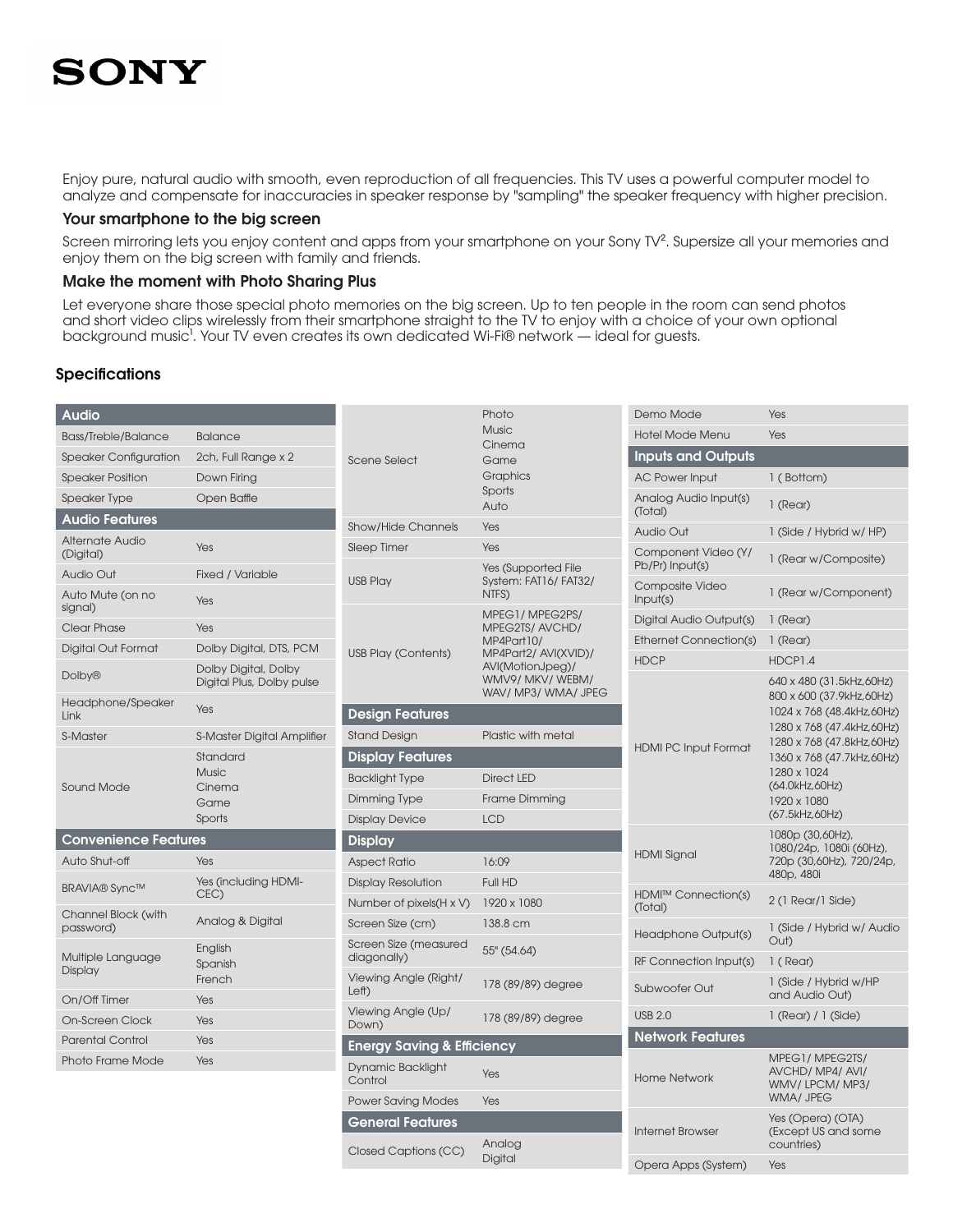Enjoy pure, natural audio with smooth, even reproduction of all frequencies. This TV uses a powerful computer model to analyze and compensate for inaccuracies in speaker response by "sampling" the speaker frequency with higher precision.

### Your smartphone to the big screen

Screen mirroring lets you enjoy content and apps from your smartphone on your Sony TV[2]. Supersize all your memories and enjoy them on the big screen with family and friends.

### Make the moment with Photo Sharing Plus

Let everyone share those special photo memories on the big screen. Up to ten people in the room can send photos and short video clips wirelessly from their smartphone straight to the TV to enjoy with a choice of your own optional background music[1]. Your TV even creates its own dedicated Wi-Fi® network — ideal for guests.

## Specifications

| Audio | |
|---|---|
| Bass/Treble/Balance | Balance |
| Speaker Configuration | 2ch, Full Range x 2 |
| Speaker Position | Down Firing |
| Speaker Type | Open Baffle |
| **Audio Features** | |
| Alternate Audio (Digital) | Yes |
| Audio Out | Fixed / Variable |
| Auto Mute (on no signal) | Yes |
| Clear Phase | Yes |
| Digital Out Format | Dolby Digital, DTS, PCM |
| Dolby® | Dolby Digital, Dolby Digital Plus, Dolby pulse |
| Headphone/Speaker Link | Yes |
| S-Master | S-Master Digital Amplifier |
| Sound Mode | Standard<br>Music<br>Cinema<br>Game<br>Sports |
| **Convenience Features** | |
| Auto Shut-off | Yes |
| BRAVIA® Sync™ | Yes (including HDMI-CEC) |
| Channel Block (with password) | Analog & Digital |
| Multiple Language Display | English<br>Spanish<br>French |
| On/Off Timer | Yes |
| On-Screen Clock | Yes |
| Parental Control | Yes |
| Photo Frame Mode | Yes |

| | |
|---|---|
| Scene Select | Photo<br>Music<br>Cinema<br>Game<br>Graphics<br>Sports<br>Auto |
| Show/Hide Channels | Yes |
| Sleep Timer | Yes |
| USB Play | Yes (Supported File System: FAT16/ FAT32/ NTFS) |
| USB Play (Contents) | MPEG1/ MPEG2PS/ MPEG2TS/ AVCHD/ MP4Part10/ MP4Part2/ AVI(XVID)/ AVI(MotionJpeg)/ WMV9/ MKV/ WEBM/ WAV/ MP3/ WMA/ JPEG |
| **Design Features** | |
| Stand Design | Plastic with metal |
| **Display Features** | |
| Backlight Type | Direct LED |
| Dimming Type | Frame Dimming |
| Display Device | LCD |
| **Display** | |
| Aspect Ratio | 16:09 |
| Display Resolution | Full HD |
| Number of pixels(H x V) | 1920 x 1080 |
| Screen Size (cm) | 138.8 cm |
| Screen Size (measured diagonally) | 55" (54.64) |
| Viewing Angle (Right/ Left) | 178 (89/89) degree |
| Viewing Angle (Up/ Down) | 178 (89/89) degree |
| **Energy Saving & Efficiency** | |
| Dynamic Backlight Control | Yes |
| Power Saving Modes | Yes |
| **General Features** | |
| Closed Captions (CC) | Analog<br>Digital |

| | |
|---|---|
| Demo Mode | Yes |
| Hotel Mode Menu | Yes |
| **Inputs and Outputs** | |
| AC Power Input | 1 ( Bottom) |
| Analog Audio Input(s) (Total) | 1 (Rear) |
| Audio Out | 1 (Side / Hybrid w/ HP) |
| Component Video (Y/ Pb/Pr) Input(s) | 1 (Rear w/Composite) |
| Composite Video Input(s) | 1 (Rear w/Component) |
| Digital Audio Output(s) | 1 (Rear) |
| Ethernet Connection(s) | 1 (Rear) |
| HDCP | HDCP1.4 |
| HDMI PC Input Format | 640 x 480 (31.5kHz,60Hz)<br>800 x 600 (37.9kHz,60Hz)<br>1024 x 768 (48.4kHz,60Hz)<br>1280 x 768 (47.4kHz,60Hz)<br>1280 x 768 (47.8kHz,60Hz)<br>1360 x 768 (47.7kHz,60Hz)<br>1280 x 1024 (64.0kHz,60Hz)<br>1920 x 1080 (67.5kHz,60Hz) |
| HDMI Signal | 1080p (30,60Hz), 1080/24p, 1080i (60Hz), 720p (30,60Hz), 720/24p, 480p, 480i |
| HDMI™ Connection(s) (Total) | 2 (1 Rear/1 Side) |
| Headphone Output(s) | 1 (Side / Hybrid w/ Audio Out) |
| RF Connection Input(s) | 1 ( Rear) |
| Subwoofer Out | 1 (Side / Hybrid w/HP and Audio Out) |
| USB 2.0 | 1 (Rear) / 1 (Side) |
| **Network Features** | |
| Home Network | MPEG1/ MPEG2TS/ AVCHD/ MP4/ AVI/ WMV/ LPCM/ MP3/ WMA/ JPEG |
| Internet Browser | Yes (Opera) (OTA) (Except US and some countries) |
| Opera Apps (System) | Yes |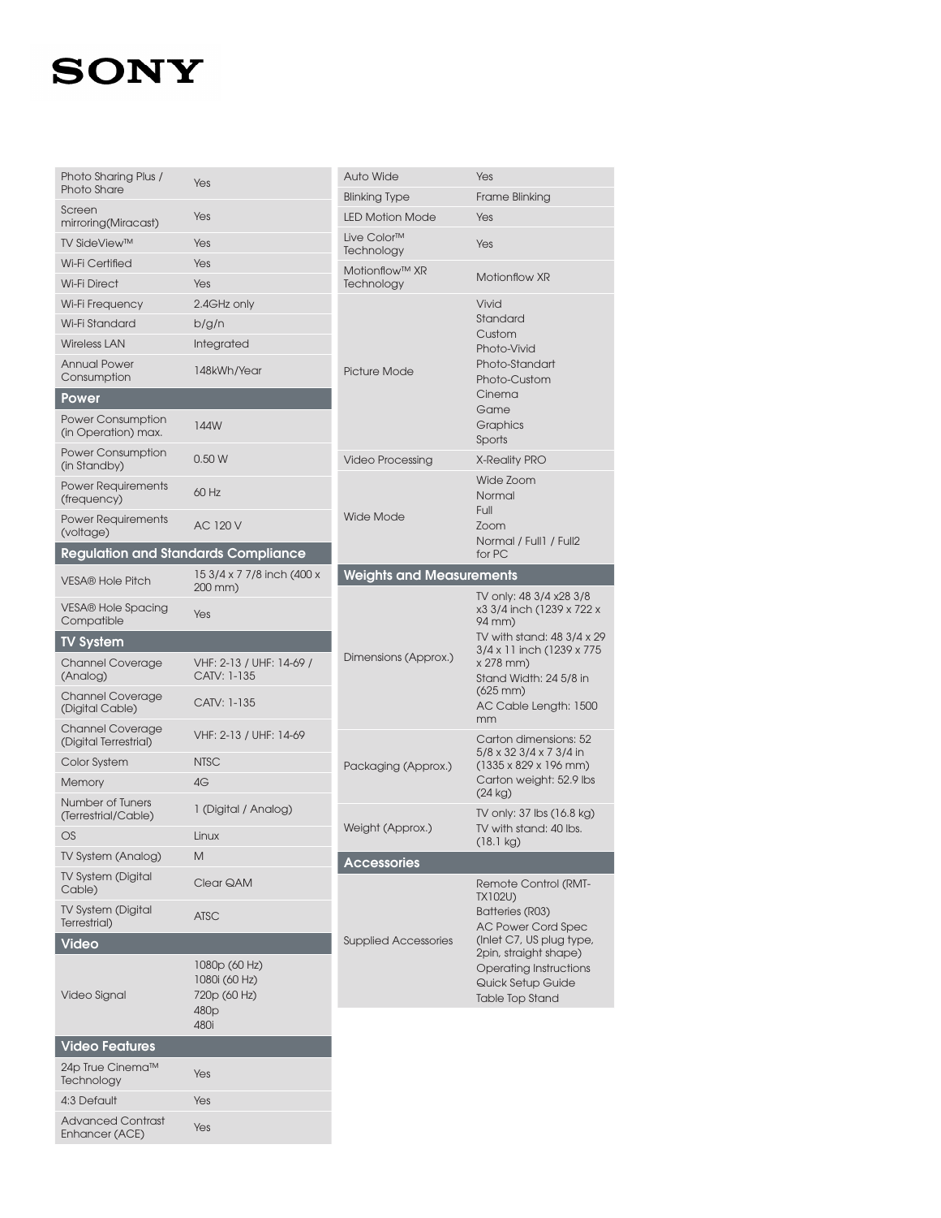| | |
|---|---|
| Photo Sharing Plus / Photo Share | Yes |
| Screen mirroring(Miracast) | Yes |
| TV SideView™ | Yes |
| Wi-Fi Certified | Yes |
| Wi-Fi Direct | Yes |
| Wi-Fi Frequency | 2.4GHz only |
| Wi-Fi Standard | b/g/n |
| Wireless LAN | Integrated |
| Annual Power Consumption | 148kWh/Year |

## Power

| | |
|---|---|
| Power Consumption (in Operation) max. | 144W |
| Power Consumption (in Standby) | 0.50 W |
| Power Requirements (frequency) | 60 Hz |
| Power Requirements (voltage) | AC 120 V |

## Regulation and Standards Compliance

| | |
|---|---|
| VESA® Hole Pitch | 15 3/4 x 7 7/8 inch (400 x 200 mm) |
| VESA® Hole Spacing Compatible | Yes |

## TV System

| | |
|---|---|
| Channel Coverage (Analog) | VHF: 2-13 / UHF: 14-69 / CATV: 1-135 |
| Channel Coverage (Digital Cable) | CATV: 1-135 |
| Channel Coverage (Digital Terrestrial) | VHF: 2-13 / UHF: 14-69 |
| Color System | NTSC |
| Memory | 4G |
| Number of Tuners (Terrestrial/Cable) | 1 (Digital / Analog) |
| OS | Linux |
| TV System (Analog) | M |
| TV System (Digital Cable) | Clear QAM |
| TV System (Digital Terrestrial) | ATSC |

## Video

| | |
|---|---|
| Video Signal | 1080p (60 Hz)<br>1080i (60 Hz)<br>720p (60 Hz)<br>480p<br>480i |

## Video Features

| | |
|---|---|
| 24p True Cinema™ Technology | Yes |
| 4:3 Default | Yes |
| Advanced Contrast Enhancer (ACE) | Yes |
| Auto Wide | Yes |
| Blinking Type | Frame Blinking |
| LED Motion Mode | Yes |
| Live Color™ Technology | Yes |
| Motionflow™ XR Technology | Motionflow XR |
| Picture Mode | Vivid<br>Standard<br>Custom<br>Photo-Vivid<br>Photo-Standart<br>Photo-Custom<br>Cinema<br>Game<br>Graphics<br>Sports |
| Video Processing | X-Reality PRO |
| Wide Mode | Wide Zoom<br>Normal<br>Full<br>Zoom<br>Normal / Full1 / Full2 for PC |

## Weights and Measurements

| | |
|---|---|
| Dimensions (Approx.) | TV only: 48 3/4 x28 3/8 x3 3/4 inch (1239 x 722 x 94 mm)<br>TV with stand: 48 3/4 x 29 3/4 x 11 inch (1239 x 775 x 278 mm)<br>Stand Width: 24 5/8 in (625 mm)<br>AC Cable Length: 1500 mm |
| Packaging (Approx.) | Carton dimensions: 52 5/8 x 32 3/4 x 7 3/4 in (1335 x 829 x 196 mm)<br>Carton weight: 52.9 lbs (24 kg) |
| Weight (Approx.) | TV only: 37 lbs (16.8 kg)<br>TV with stand: 40 lbs. (18.1 kg) |

## Accessories

| | |
|---|---|
| Supplied Accessories | Remote Control (RMT-TX102U)<br>Batteries (R03)<br>AC Power Cord Spec (Inlet C7, US plug type, 2pin, straight shape)<br>Operating Instructions<br>Quick Setup Guide<br>Table Top Stand |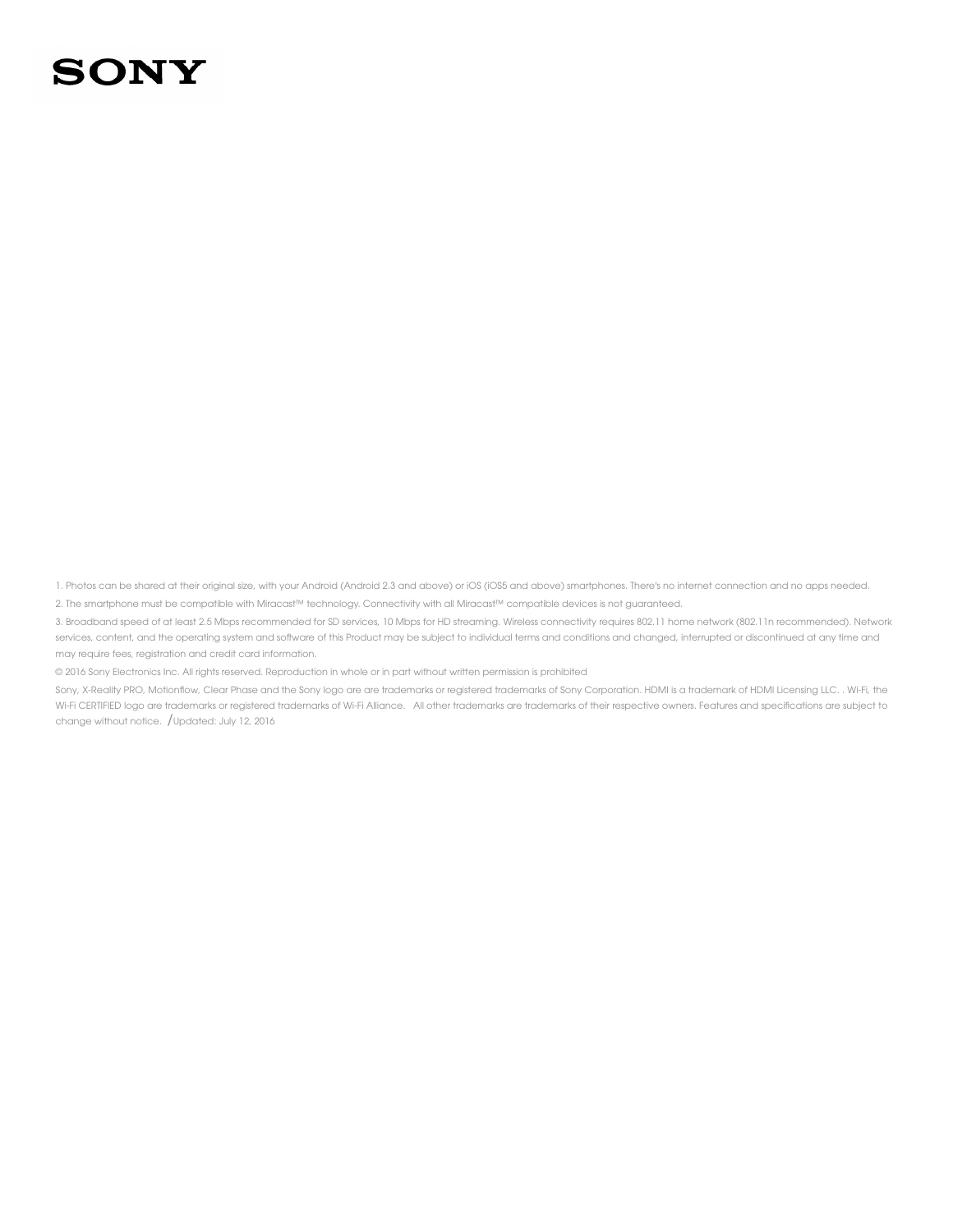SONY

1. Photos can be shared at their original size, with your Android (Android 2.3 and above) or iOS (iOS5 and above) smartphones. There's no internet connection and no apps needed.

2. The smartphone must be compatible with Miracast™ technology. Connectivity with all Miracast™ compatible devices is not guaranteed.

3. Broadband speed of at least 2.5 Mbps recommended for SD services, 10 Mbps for HD streaming. Wireless connectivity requires 802.11 home network (802.11n recommended). Network services, content, and the operating system and software of this Product may be subject to individual terms and conditions and changed, interrupted or discontinued at any time and may require fees, registration and credit card information.

© 2016 Sony Electronics Inc. All rights reserved. Reproduction in whole or in part without written permission is prohibited

Sony, X-Reality PRO, Motionflow, Clear Phase and the Sony logo are are trademarks or registered trademarks of Sony Corporation. HDMI is a trademark of HDMI Licensing LLC. . Wi-Fi, the Wi-Fi CERTIFIED logo are trademarks or registered trademarks of Wi-Fi Alliance. All other trademarks are trademarks of their respective owners. Features and specifications are subject to change without notice. /Updated: July 12, 2016